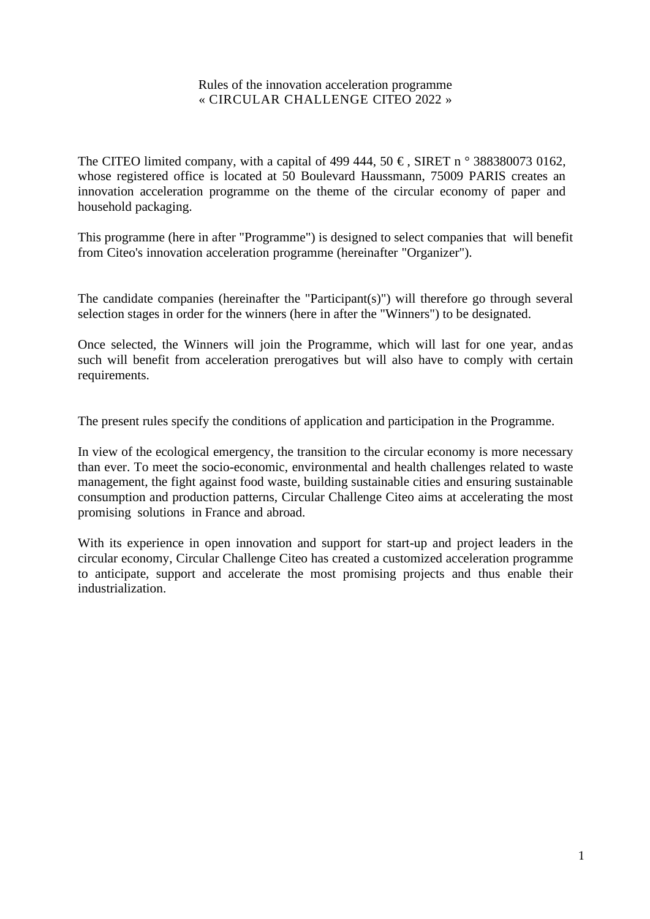# Rules of the innovation acceleration programme « CIRCULAR CHALLENGE CITEO 2022 »

The CITEO limited company, with a capital of 499 444, 50 € , SIRET n ° 388380073 0162, whose registered office is located at 50 Boulevard Haussmann, 75009 PARIS creates an innovation acceleration programme on the theme of the circular economy of paper and household packaging.

This programme (here in after "Programme") is designed to select companies that will benefit from Citeo's innovation acceleration programme (hereinafter "Organizer").

The candidate companies (hereinafter the "Participant(s)") will therefore go through several selection stages in order for the winners (here in after the "Winners") to be designated.

Once selected, the Winners will join the Programme, which will last for one year, andas such will benefit from acceleration prerogatives but will also have to comply with certain requirements.

The present rules specify the conditions of application and participation in the Programme.

In view of the ecological emergency, the transition to the circular economy is more necessary than ever. To meet the socio-economic, environmental and health challenges related to waste management, the fight against food waste, building sustainable cities and ensuring sustainable consumption and production patterns, Circular Challenge Citeo aims at accelerating the most promising solutions in France and abroad.

With its experience in open innovation and support for start-up and project leaders in the circular economy, Circular Challenge Citeo has created a customized acceleration programme to anticipate, support and accelerate the most promising projects and thus enable their industrialization.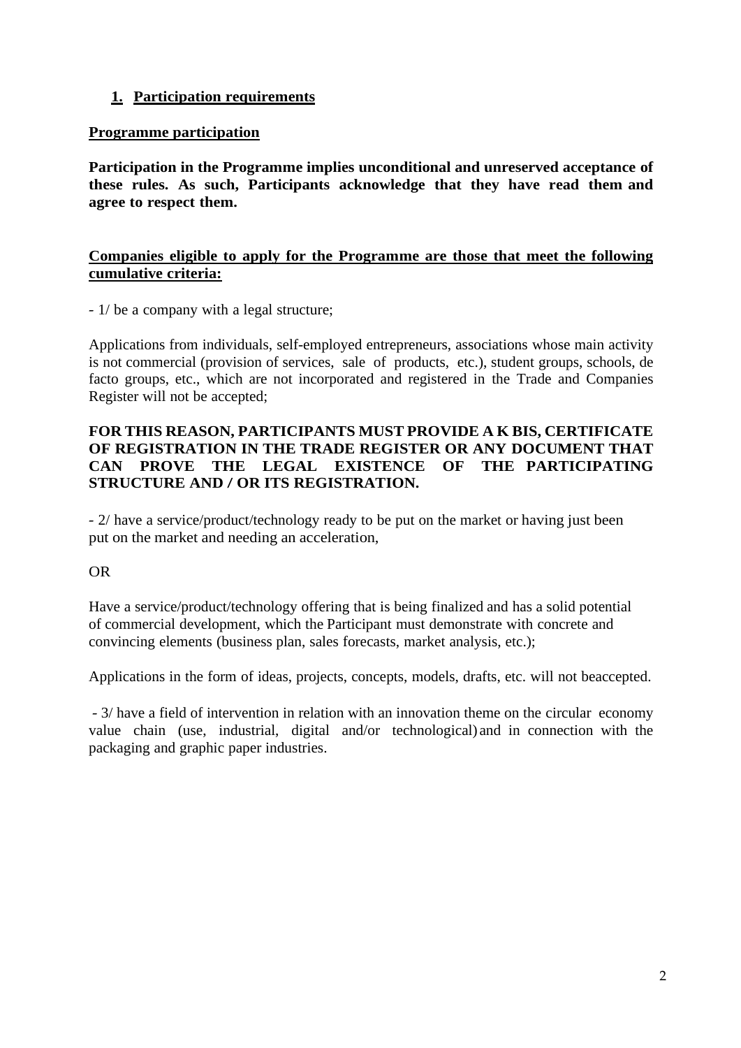## 1. Participation requirements

**Programme participation**

**Participation in the Programme implies unconditional and unreserved acceptance of these rules. As such, Participants acknowledge that they have read them and agree to respect them.**

**Companies eligible to apply for the Programme are those that meet the following cumulative criteria:**

- 1/ be a company with a legal structure;

Applications from individuals, self-employed entrepreneurs, associations whose main activity is not commercial (provision of services, sale of products, etc.), student groups, schools, de facto groups, etc., which are not incorporated and registered in the Trade and Companies Register will not be accepted;

**FOR THIS REASON, PARTICIPANTS MUST PROVIDE A K BIS, CERTIFICATE OF REGISTRATION IN THE TRADE REGISTER OR ANY DOCUMENT THAT CAN PROVE THE LEGAL EXISTENCE OF THE PARTICIPATING STRUCTURE AND / OR ITS REGISTRATION.**

- 2/ have a service/product/technology ready to be put on the market or having just been put on the market and needing an acceleration,

OR

Have a service/product/technology offering that is being finalized and has a solid potential of commercial development, which the Participant must demonstrate with concrete and convincing elements (business plan, sales forecasts, market analysis, etc.);

Applications in the form of ideas, projects, concepts, models, drafts, etc. will not beaccepted.

- 3/ have a field of intervention in relation with an innovation theme on the circular economy value chain (use, industrial, digital and/or technological) and in connection with the packaging and graphic paper industries.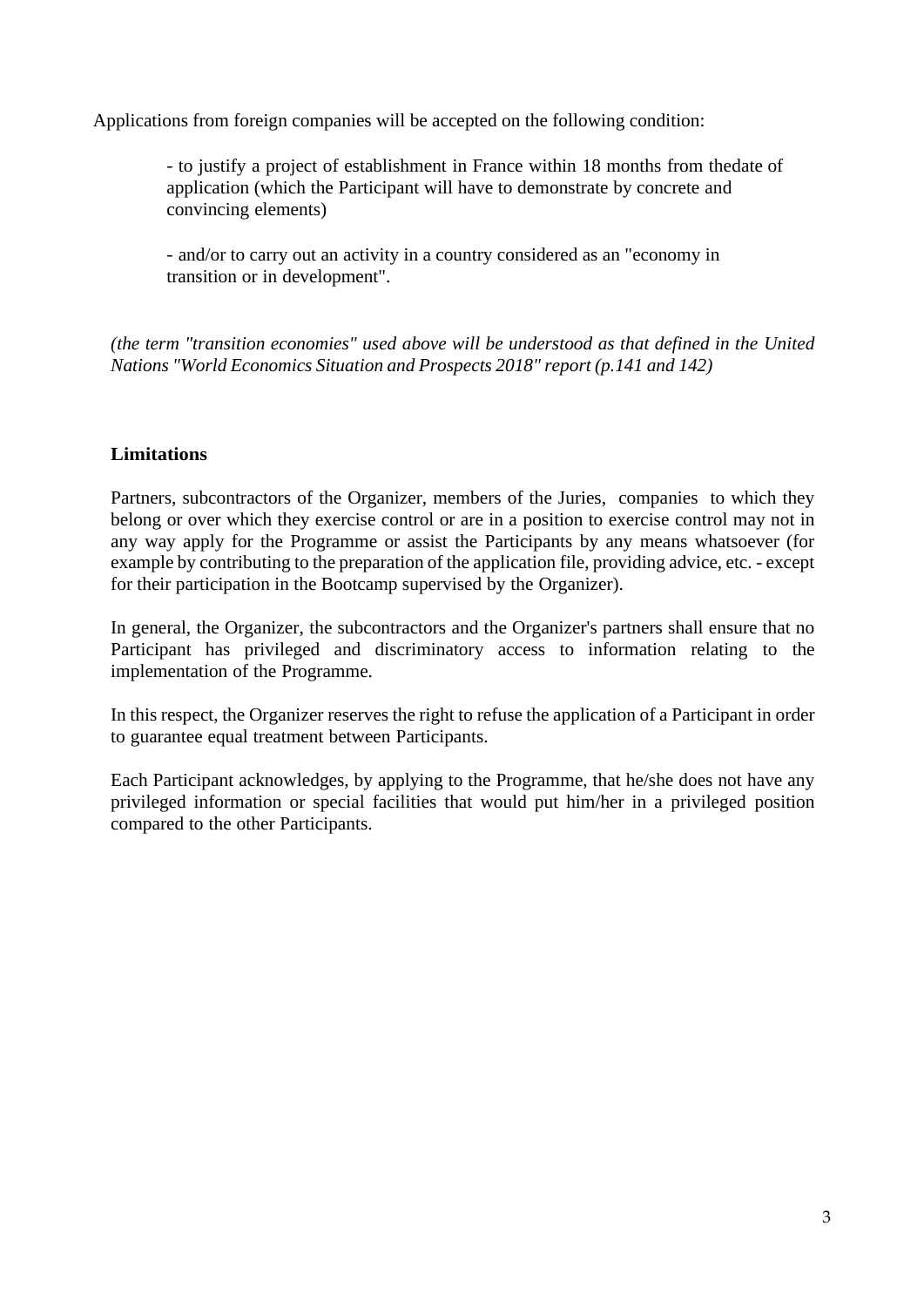Applications from foreign companies will be accepted on the following condition:

- to justify a project of establishment in France within 18 months from thedate of application (which the Participant will have to demonstrate by concrete and convincing elements)

- and/or to carry out an activity in a country considered as an "economy in transition or in development".

*(the term "transition economies" used above will be understood as that defined in the United Nations "World Economics Situation and Prospects 2018" report (p.141 and 142)*

### Limitations

Partners, subcontractors of the Organizer, members of the Juries, companies to which they belong or over which they exercise control or are in a position to exercise control may not in any way apply for the Programme or assist the Participants by any means whatsoever (for example by contributing to the preparation of the application file, providing advice, etc. - except for their participation in the Bootcamp supervised by the Organizer).

In general, the Organizer, the subcontractors and the Organizer's partners shall ensure that no Participant has privileged and discriminatory access to information relating to the implementation of the Programme.

In this respect, the Organizer reserves the right to refuse the application of a Participant in order to guarantee equal treatment between Participants.

Each Participant acknowledges, by applying to the Programme, that he/she does not have any privileged information or special facilities that would put him/her in a privileged position compared to the other Participants.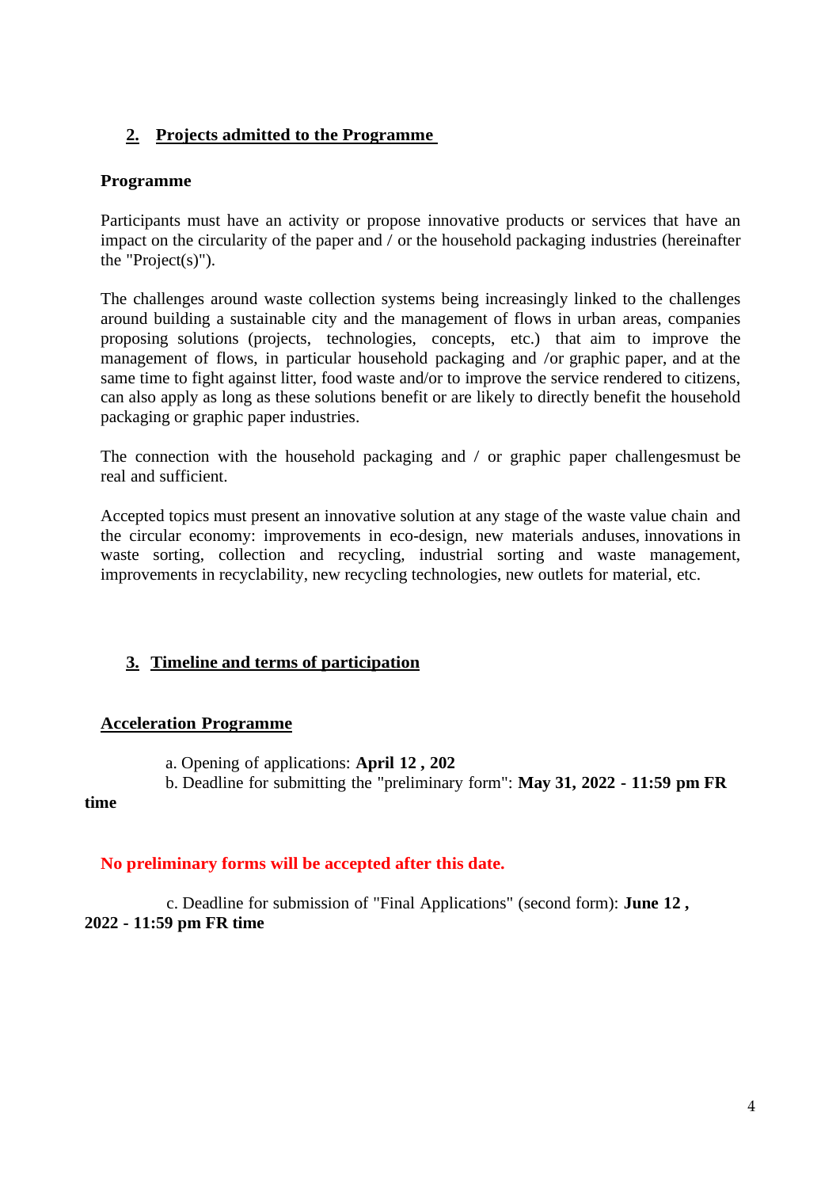## 2. Projects admitted to the Programme

**Programme**

Participants must have an activity or propose innovative products or services that have an impact on the circularity of the paper and / or the household packaging industries (hereinafter the "Project(s)").

The challenges around waste collection systems being increasingly linked to the challenges around building a sustainable city and the management of flows in urban areas, companies proposing solutions (projects, technologies, concepts, etc.) that aim to improve the management of flows, in particular household packaging and /or graphic paper, and at the same time to fight against litter, food waste and/or to improve the service rendered to citizens, can also apply as long as these solutions benefit or are likely to directly benefit the household packaging or graphic paper industries.

The connection with the household packaging and / or graphic paper challengesmust be real and sufficient.

Accepted topics must present an innovative solution at any stage of the waste value chain and the circular economy: improvements in eco-design, new materials anduses, innovations in waste sorting, collection and recycling, industrial sorting and waste management, improvements in recyclability, new recycling technologies, new outlets for material, etc.

## 3. Timeline and terms of participation

**Acceleration Programme**

a. Opening of applications: **April 12 , 202**

b. Deadline for submitting the "preliminary form": **May 31, 2022 - 11:59 pm FR time**

**No preliminary forms will be accepted after this date.**

c. Deadline for submission of "Final Applications" (second form): **June 12 , 2022 - 11:59 pm FR time**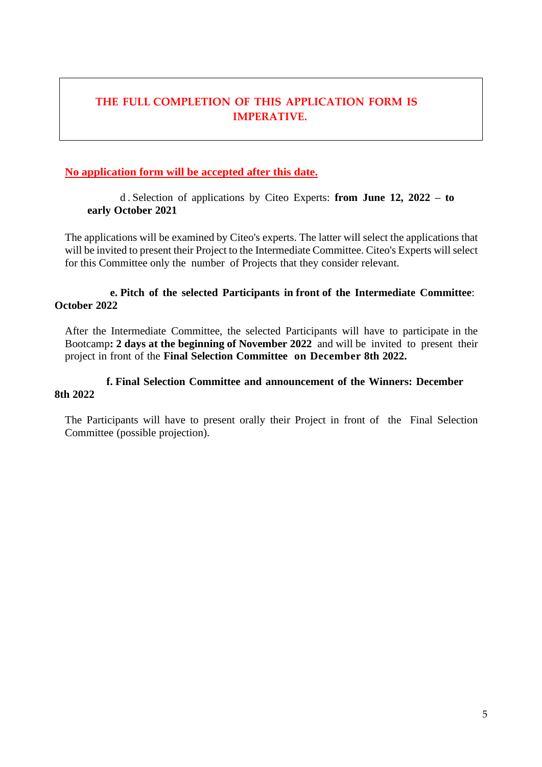**THE FULL COMPLETION OF THIS APPLICATION FORM IS IMPERATIVE.**

**No application form will be accepted after this date.**

d . Selection of applications by Citeo Experts: **from June 12, 2022 – to early October 2021**

The applications will be examined by Citeo's experts. The latter will select the applications that will be invited to present their Project to the Intermediate Committee. Citeo's Experts will select for this Committee only the number of Projects that they consider relevant.

**e. Pitch of the selected Participants in front of the Intermediate Committee**: **October 2022**

After the Intermediate Committee, the selected Participants will have to participate in the Bootcamp**: 2 days at the beginning of November 2022** and will be invited to present their project in front of the **Final Selection Committee on December 8th 2022.**

**f. Final Selection Committee and announcement of the Winners: December 8th 2022**

The Participants will have to present orally their Project in front of the Final Selection Committee (possible projection).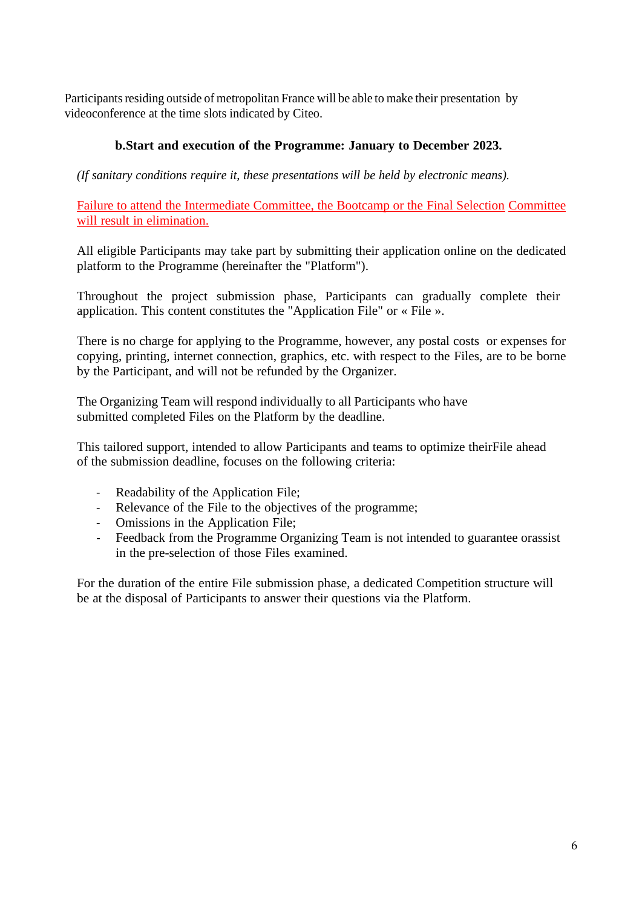Participants residing outside of metropolitan France will be able to make their presentation by videoconference at the time slots indicated by Citeo.

### b.Start and execution of the Programme: January to December 2023.

*(If sanitary conditions require it, these presentations will be held by electronic means).*

Failure to attend the Intermediate Committee, the Bootcamp or the Final Selection Committee will result in elimination.

All eligible Participants may take part by submitting their application online on the dedicated platform to the Programme (hereinafter the "Platform").

Throughout the project submission phase, Participants can gradually complete their application. This content constitutes the "Application File" or « File ».

There is no charge for applying to the Programme, however, any postal costs or expenses for copying, printing, internet connection, graphics, etc. with respect to the Files, are to be borne by the Participant, and will not be refunded by the Organizer.

The Organizing Team will respond individually to all Participants who have submitted completed Files on the Platform by the deadline.

This tailored support, intended to allow Participants and teams to optimize theirFile ahead of the submission deadline, focuses on the following criteria:

- Readability of the Application File;
- Relevance of the File to the objectives of the programme;
- Omissions in the Application File;
- Feedback from the Programme Organizing Team is not intended to guarantee orassist in the pre-selection of those Files examined.

For the duration of the entire File submission phase, a dedicated Competition structure will be at the disposal of Participants to answer their questions via the Platform.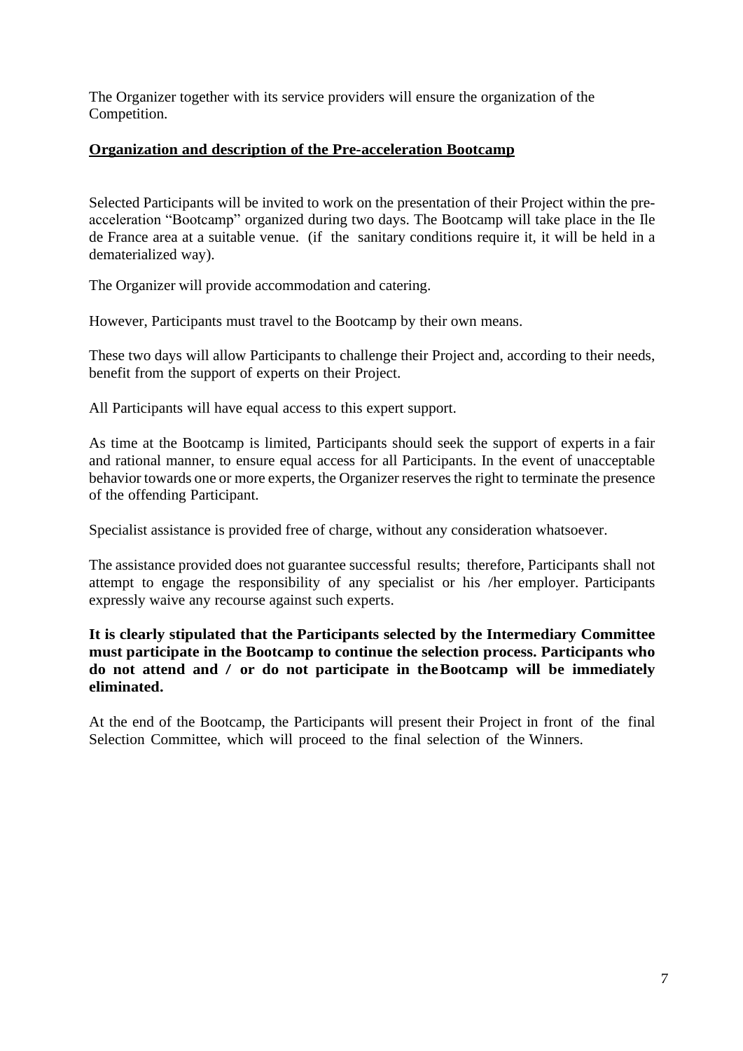The Organizer together with its service providers will ensure the organization of the Competition.

**Organization and description of the Pre-acceleration Bootcamp**

Selected Participants will be invited to work on the presentation of their Project within the pre-acceleration “Bootcamp” organized during two days. The Bootcamp will take place in the Ile de France area at a suitable venue. (if the sanitary conditions require it, it will be held in a dematerialized way).

The Organizer will provide accommodation and catering.

However, Participants must travel to the Bootcamp by their own means.

These two days will allow Participants to challenge their Project and, according to their needs, benefit from the support of experts on their Project.

All Participants will have equal access to this expert support.

As time at the Bootcamp is limited, Participants should seek the support of experts in a fair and rational manner, to ensure equal access for all Participants. In the event of unacceptable behavior towards one or more experts, the Organizer reserves the right to terminate the presence of the offending Participant.

Specialist assistance is provided free of charge, without any consideration whatsoever.

The assistance provided does not guarantee successful results; therefore, Participants shall not attempt to engage the responsibility of any specialist or his /her employer. Participants expressly waive any recourse against such experts.

**It is clearly stipulated that the Participants selected by the Intermediary Committee must participate in the Bootcamp to continue the selection process. Participants who do not attend and / or do not participate in the Bootcamp will be immediately eliminated.**

At the end of the Bootcamp, the Participants will present their Project in front of the final Selection Committee, which will proceed to the final selection of the Winners.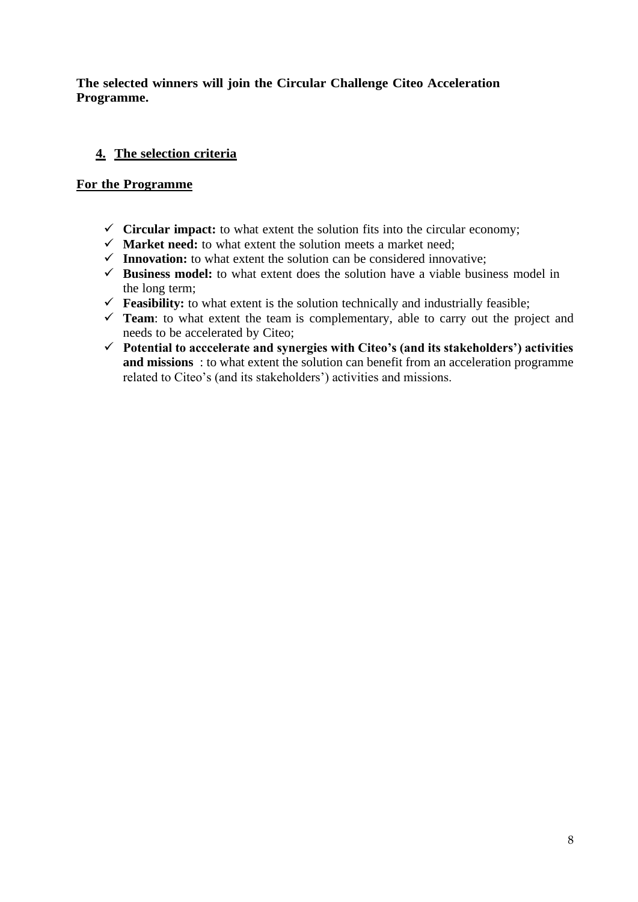**The selected winners will join the Circular Challenge Citeo Acceleration Programme.**

## 4. The selection criteria

### For the Programme

- ✓ **Circular impact:** to what extent the solution fits into the circular economy;
- ✓ **Market need:** to what extent the solution meets a market need;
- ✓ **Innovation:** to what extent the solution can be considered innovative;
- ✓ **Business model:** to what extent does the solution have a viable business model in the long term;
- ✓ **Feasibility:** to what extent is the solution technically and industrially feasible;
- ✓ **Team**: to what extent the team is complementary, able to carry out the project and needs to be accelerated by Citeo;
- ✓ **Potential to acccelerate and synergies with Citeo's (and its stakeholders') activities and missions** : to what extent the solution can benefit from an acceleration programme related to Citeo's (and its stakeholders') activities and missions.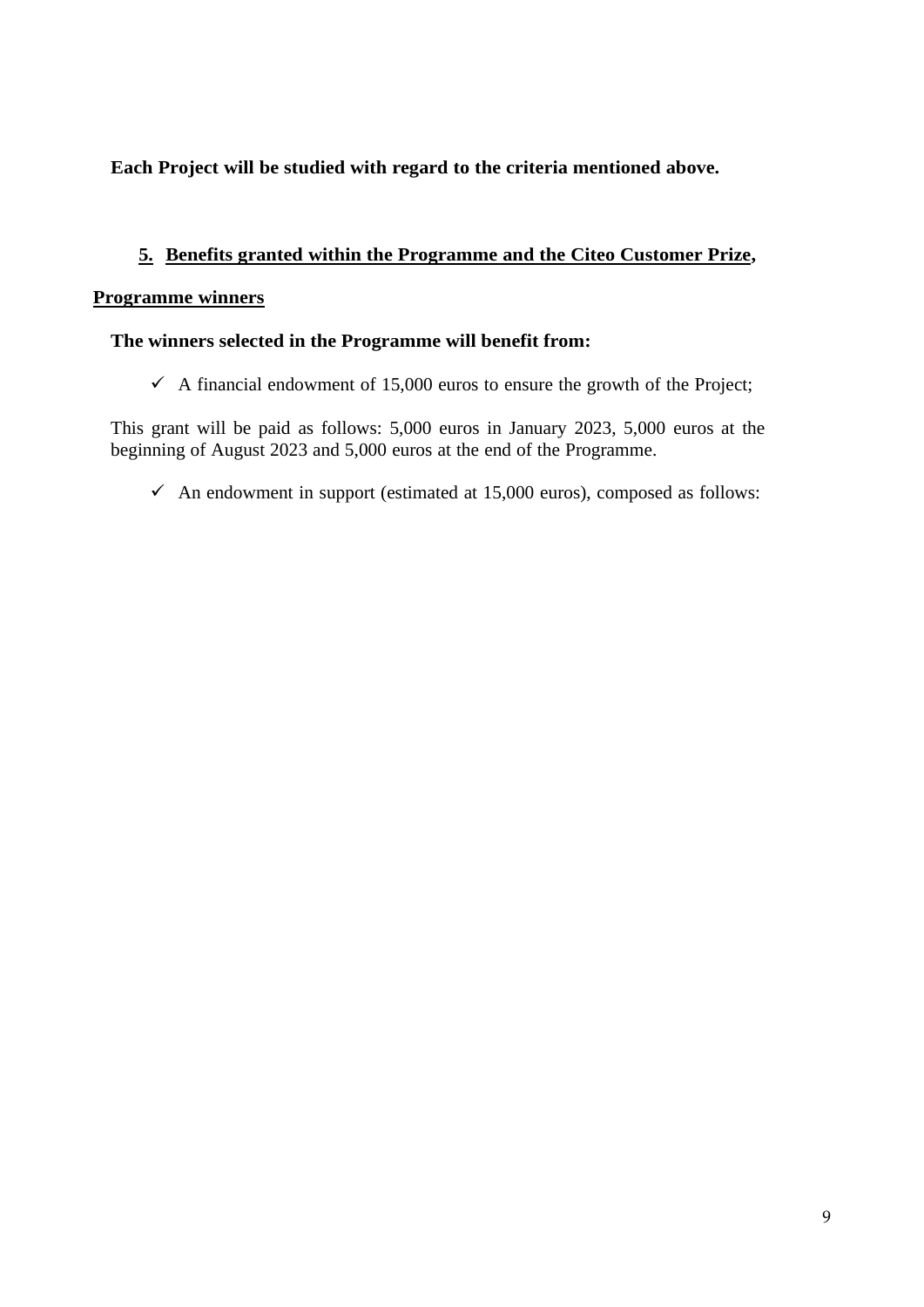**Each Project will be studied with regard to the criteria mentioned above.**

## 5. Benefits granted within the Programme and the Citeo Customer Prize,

### Programme winners

**The winners selected in the Programme will benefit from:**

- ✓ A financial endowment of 15,000 euros to ensure the growth of the Project;

This grant will be paid as follows: 5,000 euros in January 2023, 5,000 euros at the beginning of August 2023 and 5,000 euros at the end of the Programme.

- ✓ An endowment in support (estimated at 15,000 euros), composed as follows: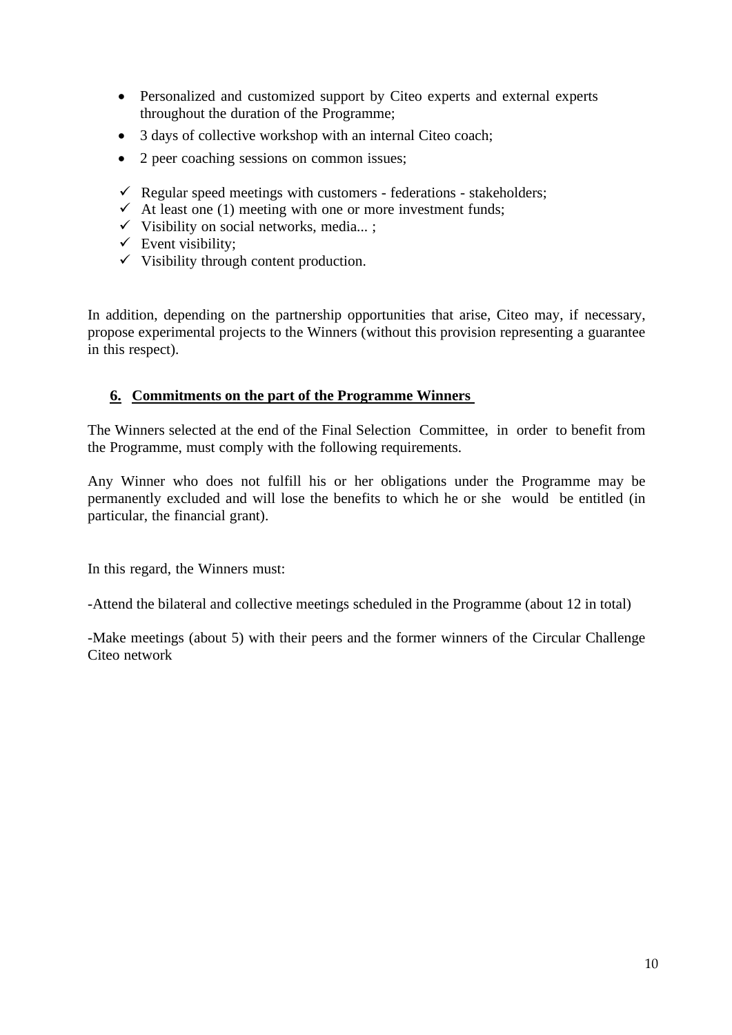- Personalized and customized support by Citeo experts and external experts throughout the duration of the Programme;
- 3 days of collective workshop with an internal Citeo coach;
- 2 peer coaching sessions on common issues;

- ✓ Regular speed meetings with customers - federations - stakeholders;
- ✓ At least one (1) meeting with one or more investment funds;
- ✓ Visibility on social networks, media... ;
- ✓ Event visibility;
- ✓ Visibility through content production.

In addition, depending on the partnership opportunities that arise, Citeo may, if necessary, propose experimental projects to the Winners (without this provision representing a guarantee in this respect).

## 6. Commitments on the part of the Programme Winners

The Winners selected at the end of the Final Selection Committee, in order to benefit from the Programme, must comply with the following requirements.

Any Winner who does not fulfill his or her obligations under the Programme may be permanently excluded and will lose the benefits to which he or she would be entitled (in particular, the financial grant).

In this regard, the Winners must:

-Attend the bilateral and collective meetings scheduled in the Programme (about 12 in total)

-Make meetings (about 5) with their peers and the former winners of the Circular Challenge Citeo network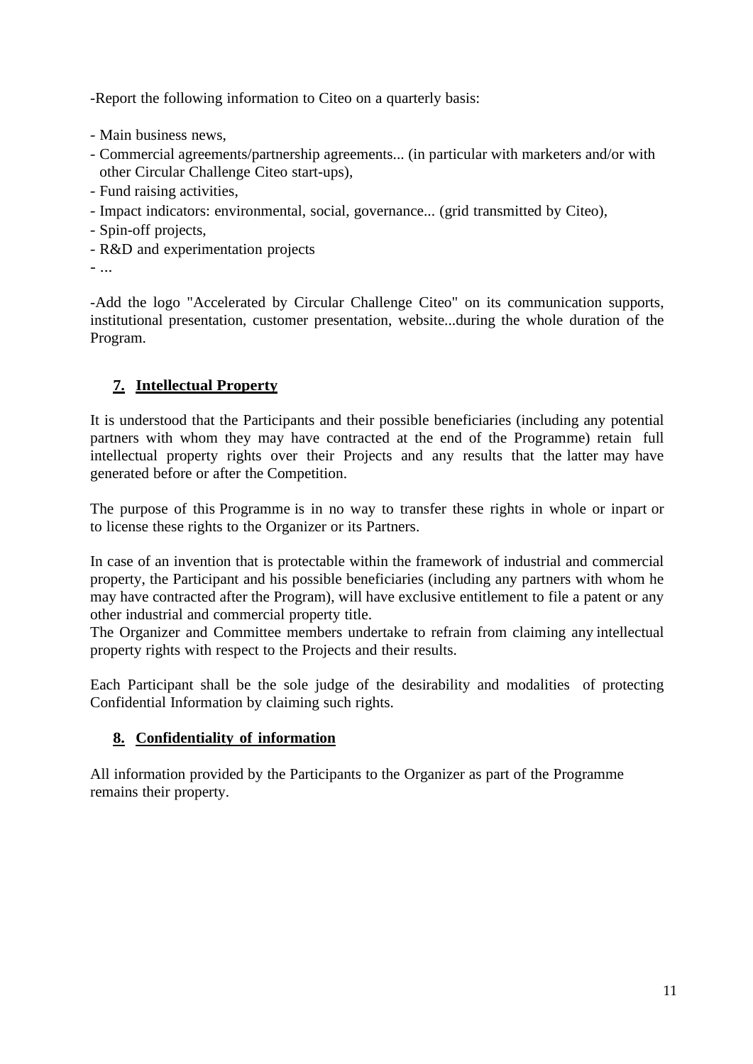-Report the following information to Citeo on a quarterly basis:

- Main business news,
- Commercial agreements/partnership agreements... (in particular with marketers and/or with other Circular Challenge Citeo start-ups),
- Fund raising activities,
- Impact indicators: environmental, social, governance... (grid transmitted by Citeo),
- Spin-off projects,
- R&D and experimentation projects
- ...

-Add the logo "Accelerated by Circular Challenge Citeo" on its communication supports, institutional presentation, customer presentation, website...during the whole duration of the Program.

## 7. Intellectual Property

It is understood that the Participants and their possible beneficiaries (including any potential partners with whom they may have contracted at the end of the Programme) retain full intellectual property rights over their Projects and any results that the latter may have generated before or after the Competition.

The purpose of this Programme is in no way to transfer these rights in whole or inpart or to license these rights to the Organizer or its Partners.

In case of an invention that is protectable within the framework of industrial and commercial property, the Participant and his possible beneficiaries (including any partners with whom he may have contracted after the Program), will have exclusive entitlement to file a patent or any other industrial and commercial property title.
The Organizer and Committee members undertake to refrain from claiming any intellectual property rights with respect to the Projects and their results.

Each Participant shall be the sole judge of the desirability and modalities of protecting Confidential Information by claiming such rights.

## 8. Confidentiality of information

All information provided by the Participants to the Organizer as part of the Programme remains their property.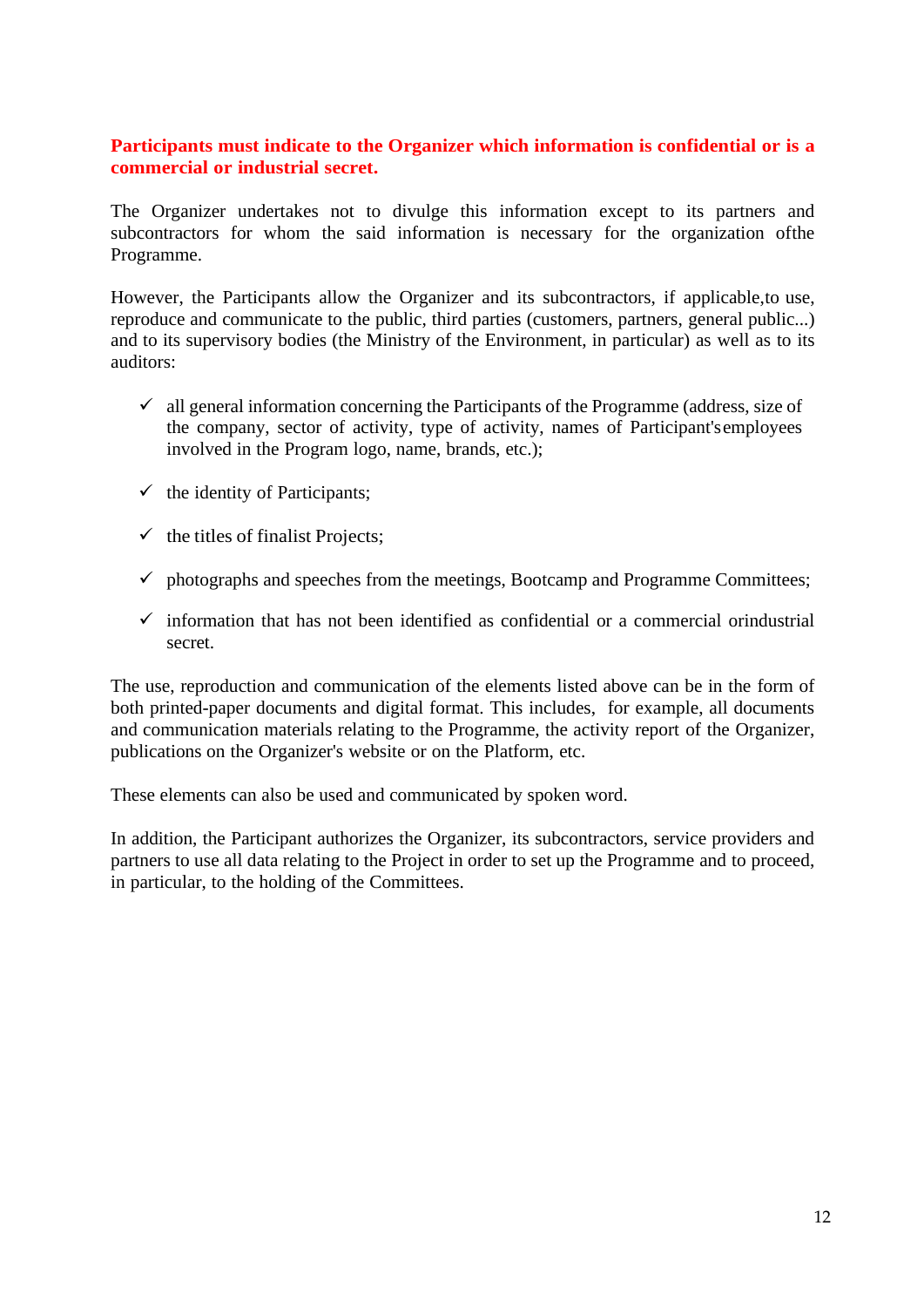**Participants must indicate to the Organizer which information is confidential or is a commercial or industrial secret.**

The Organizer undertakes not to divulge this information except to its partners and subcontractors for whom the said information is necessary for the organization ofthe Programme.

However, the Participants allow the Organizer and its subcontractors, if applicable,to use, reproduce and communicate to the public, third parties (customers, partners, general public...) and to its supervisory bodies (the Ministry of the Environment, in particular) as well as to its auditors:

- ✓ all general information concerning the Participants of the Programme (address, size of the company, sector of activity, type of activity, names of Participant'semployees involved in the Program logo, name, brands, etc.);
- ✓ the identity of Participants;
- ✓ the titles of finalist Projects;
- ✓ photographs and speeches from the meetings, Bootcamp and Programme Committees;
- ✓ information that has not been identified as confidential or a commercial orindustrial secret.

The use, reproduction and communication of the elements listed above can be in the form of both printed-paper documents and digital format. This includes, for example, all documents and communication materials relating to the Programme, the activity report of the Organizer, publications on the Organizer's website or on the Platform, etc.

These elements can also be used and communicated by spoken word.

In addition, the Participant authorizes the Organizer, its subcontractors, service providers and partners to use all data relating to the Project in order to set up the Programme and to proceed, in particular, to the holding of the Committees.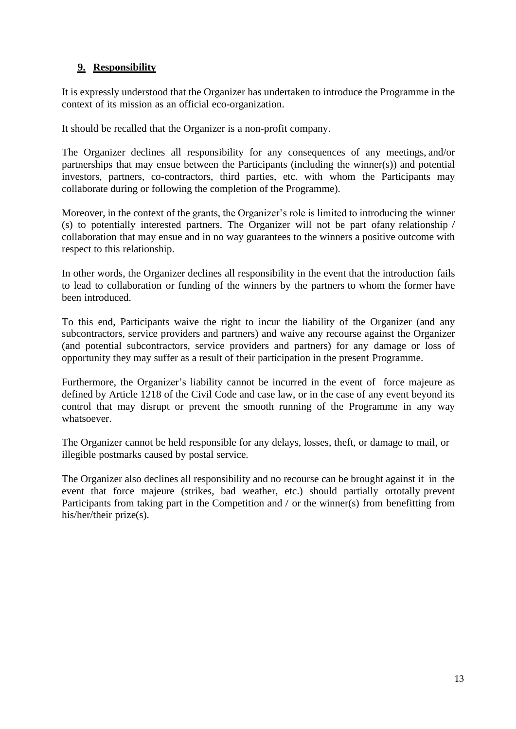## 9. **Responsibility**

It is expressly understood that the Organizer has undertaken to introduce the Programme in the context of its mission as an official eco-organization.

It should be recalled that the Organizer is a non-profit company.

The Organizer declines all responsibility for any consequences of any meetings, and/or partnerships that may ensue between the Participants (including the winner(s)) and potential investors, partners, co-contractors, third parties, etc. with whom the Participants may collaborate during or following the completion of the Programme).

Moreover, in the context of the grants, the Organizer's role is limited to introducing the winner (s) to potentially interested partners. The Organizer will not be part ofany relationship / collaboration that may ensue and in no way guarantees to the winners a positive outcome with respect to this relationship.

In other words, the Organizer declines all responsibility in the event that the introduction fails to lead to collaboration or funding of the winners by the partners to whom the former have been introduced.

To this end, Participants waive the right to incur the liability of the Organizer (and any subcontractors, service providers and partners) and waive any recourse against the Organizer (and potential subcontractors, service providers and partners) for any damage or loss of opportunity they may suffer as a result of their participation in the present Programme.

Furthermore, the Organizer's liability cannot be incurred in the event of force majeure as defined by Article 1218 of the Civil Code and case law, or in the case of any event beyond its control that may disrupt or prevent the smooth running of the Programme in any way whatsoever.

The Organizer cannot be held responsible for any delays, losses, theft, or damage to mail, or illegible postmarks caused by postal service.

The Organizer also declines all responsibility and no recourse can be brought against it in the event that force majeure (strikes, bad weather, etc.) should partially ortotally prevent Participants from taking part in the Competition and / or the winner(s) from benefitting from his/her/their prize(s).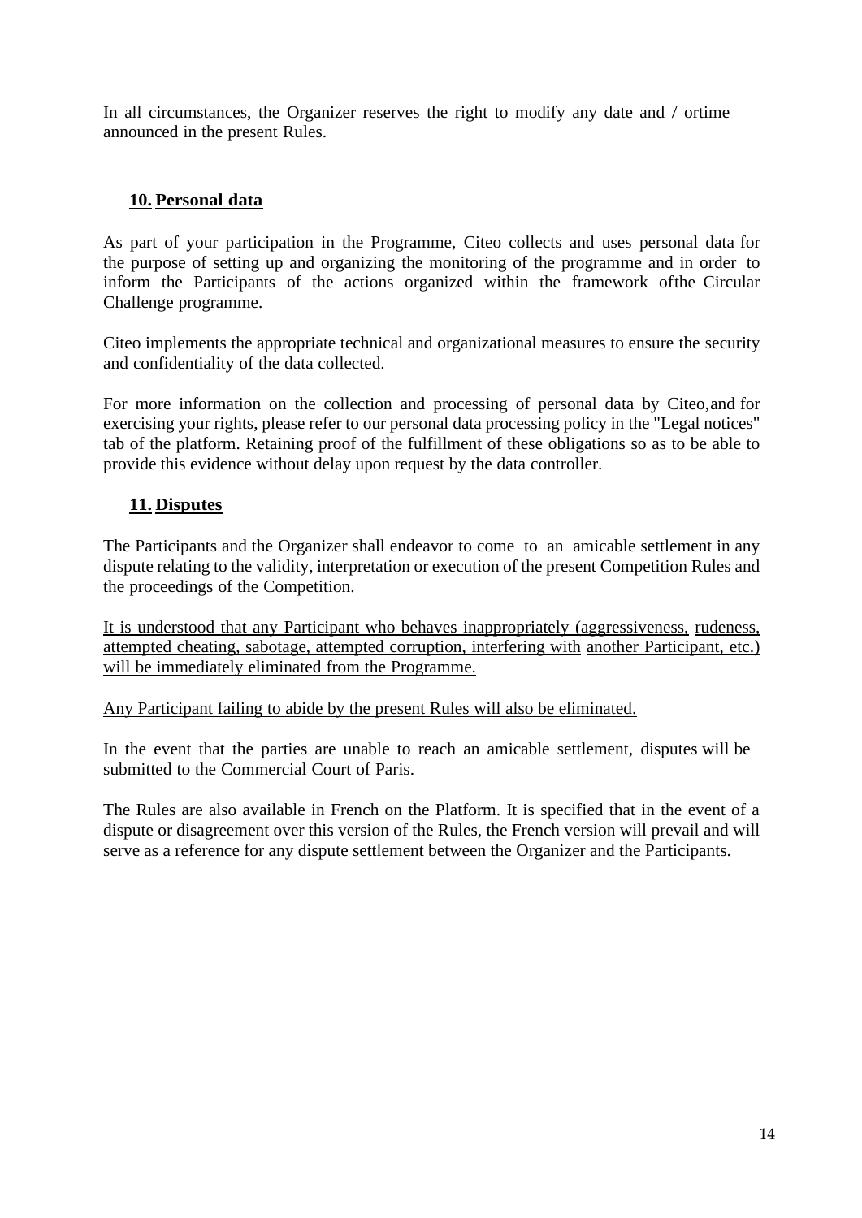In all circumstances, the Organizer reserves the right to modify any date and / ortime announced in the present Rules.

## 10. Personal data

As part of your participation in the Programme, Citeo collects and uses personal data for the purpose of setting up and organizing the monitoring of the programme and in order to inform the Participants of the actions organized within the framework ofthe Circular Challenge programme.

Citeo implements the appropriate technical and organizational measures to ensure the security and confidentiality of the data collected.

For more information on the collection and processing of personal data by Citeo,and for exercising your rights, please refer to our personal data processing policy in the "Legal notices" tab of the platform. Retaining proof of the fulfillment of these obligations so as to be able to provide this evidence without delay upon request by the data controller.

## 11. Disputes

The Participants and the Organizer shall endeavor to come to an amicable settlement in any dispute relating to the validity, interpretation or execution of the present Competition Rules and the proceedings of the Competition.

<u>It is understood that any Participant who behaves inappropriately (aggressiveness, rudeness, attempted cheating, sabotage, attempted corruption, interfering with another Participant, etc.) will be immediately eliminated from the Programme.</u>

<u>Any Participant failing to abide by the present Rules will also be eliminated.</u>

In the event that the parties are unable to reach an amicable settlement, disputes will be submitted to the Commercial Court of Paris.

The Rules are also available in French on the Platform. It is specified that in the event of a dispute or disagreement over this version of the Rules, the French version will prevail and will serve as a reference for any dispute settlement between the Organizer and the Participants.